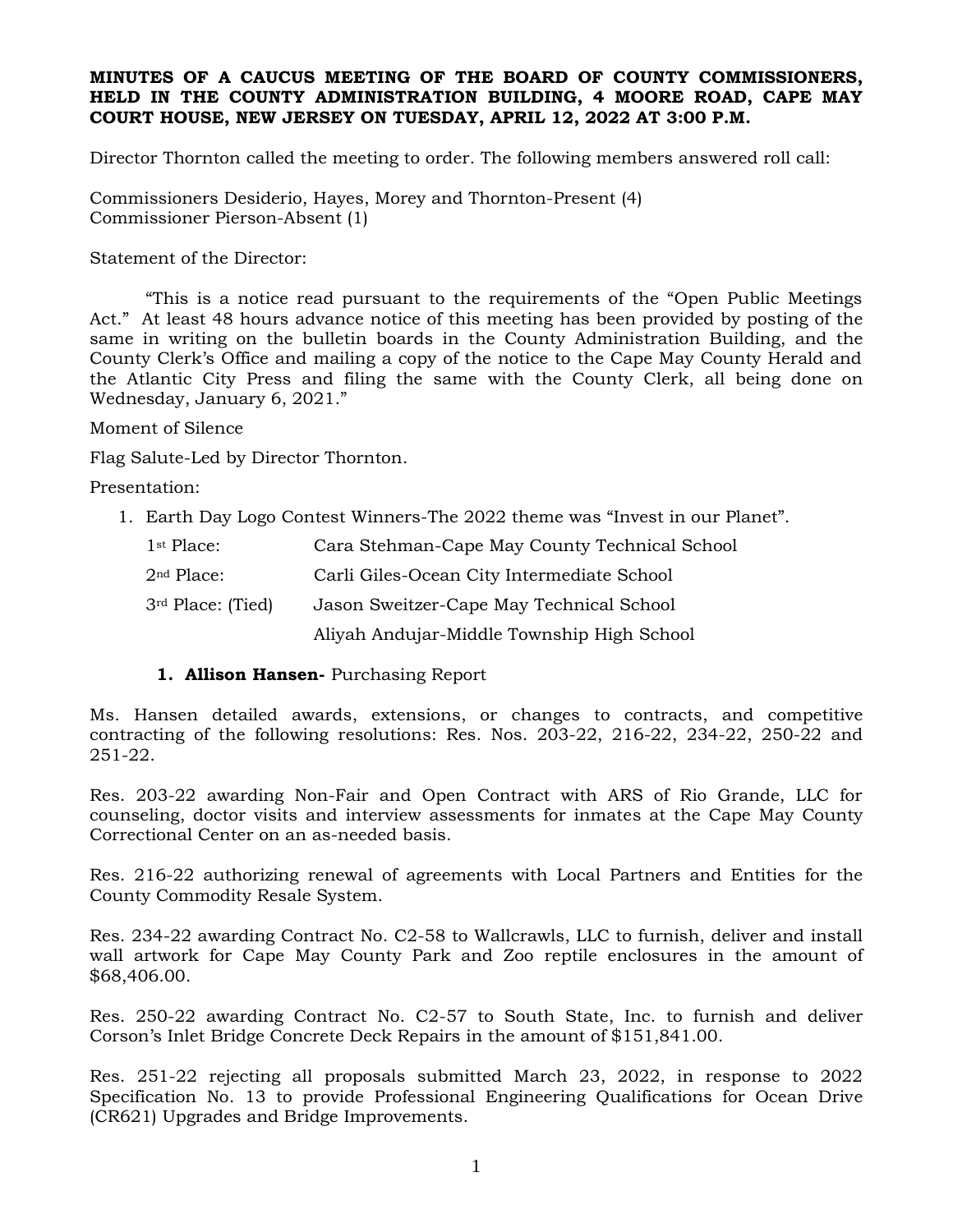**MINUTES OF A CAUCUS MEETING OF THE BOARD OF COUNTY COMMISSIONERS, HELD IN THE COUNTY ADMINISTRATION BUILDING, 4 MOORE ROAD, CAPE MAY COURT HOUSE, NEW JERSEY ON TUESDAY, APRIL 12, 2022 AT 3:00 P.M.**

Director Thornton called the meeting to order. The following members answered roll call:

Commissioners Desiderio, Hayes, Morey and Thornton-Present (4)
Commissioner Pierson-Absent (1)

Statement of the Director:

"This is a notice read pursuant to the requirements of the "Open Public Meetings Act." At least 48 hours advance notice of this meeting has been provided by posting of the same in writing on the bulletin boards in the County Administration Building, and the County Clerk's Office and mailing a copy of the notice to the Cape May County Herald and the Atlantic City Press and filing the same with the County Clerk, all being done on Wednesday, January 6, 2021."

Moment of Silence

Flag Salute-Led by Director Thornton.

Presentation:

1. Earth Day Logo Contest Winners-The 2022 theme was "Invest in our Planet".

| | |
|---|---|
| 1st Place: | Cara Stehman-Cape May County Technical School |
| 2nd Place: | Carli Giles-Ocean City Intermediate School |
| 3rd Place: (Tied) | Jason Sweitzer-Cape May Technical School |
| | Aliyah Andujar-Middle Township High School |

1. **Allison Hansen-** Purchasing Report

Ms. Hansen detailed awards, extensions, or changes to contracts, and competitive contracting of the following resolutions: Res. Nos. 203-22, 216-22, 234-22, 250-22 and 251-22.

Res. 203-22 awarding Non-Fair and Open Contract with ARS of Rio Grande, LLC for counseling, doctor visits and interview assessments for inmates at the Cape May County Correctional Center on an as-needed basis.

Res. 216-22 authorizing renewal of agreements with Local Partners and Entities for the County Commodity Resale System.

Res. 234-22 awarding Contract No. C2-58 to Wallcrawls, LLC to furnish, deliver and install wall artwork for Cape May County Park and Zoo reptile enclosures in the amount of $68,406.00.

Res. 250-22 awarding Contract No. C2-57 to South State, Inc. to furnish and deliver Corson's Inlet Bridge Concrete Deck Repairs in the amount of $151,841.00.

Res. 251-22 rejecting all proposals submitted March 23, 2022, in response to 2022 Specification No. 13 to provide Professional Engineering Qualifications for Ocean Drive (CR621) Upgrades and Bridge Improvements.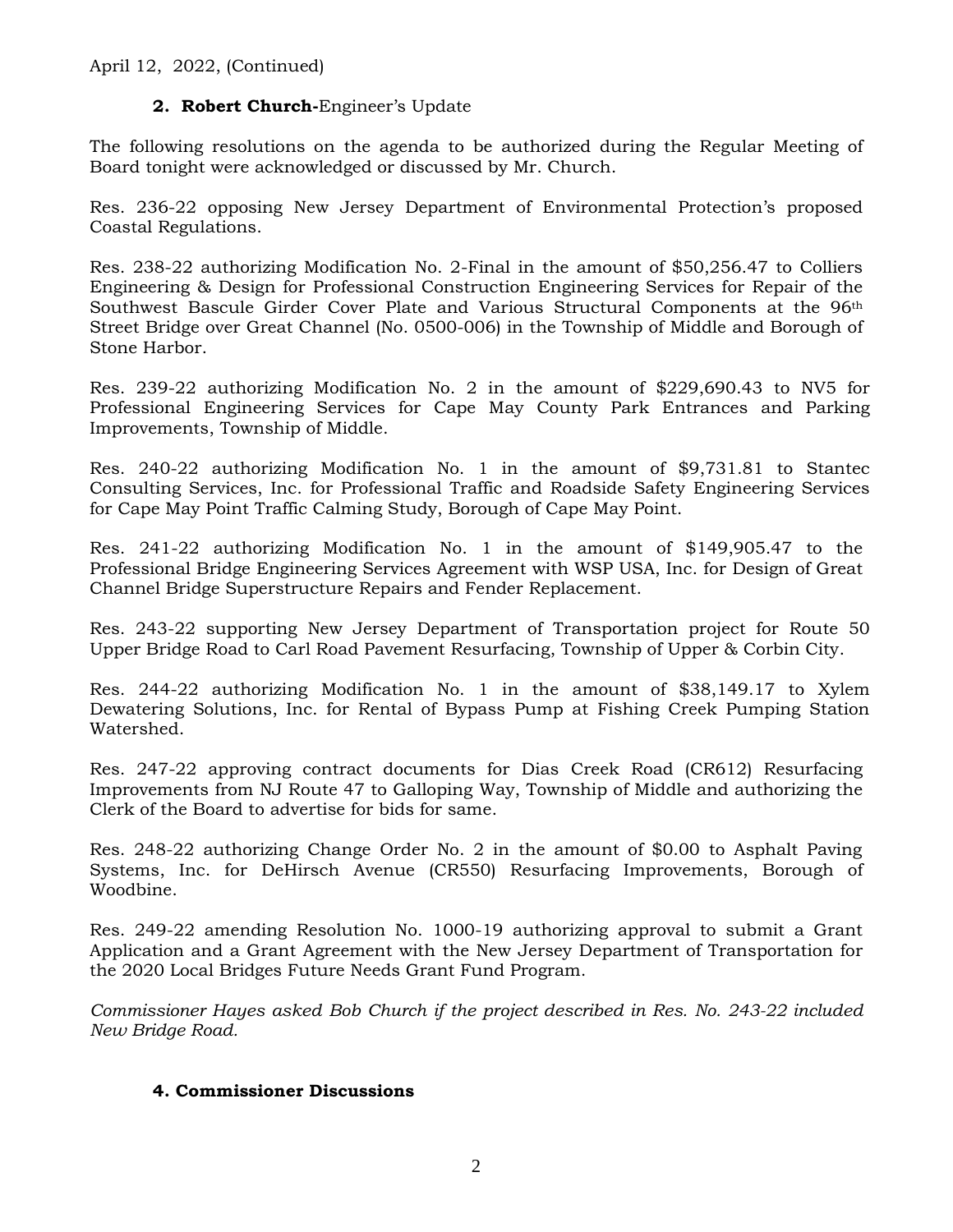April 12, 2022, (Continued)

**2. Robert Church-**Engineer's Update

The following resolutions on the agenda to be authorized during the Regular Meeting of Board tonight were acknowledged or discussed by Mr. Church.

Res. 236-22 opposing New Jersey Department of Environmental Protection's proposed Coastal Regulations.

Res. 238-22 authorizing Modification No. 2-Final in the amount of $50,256.47 to Colliers Engineering & Design for Professional Construction Engineering Services for Repair of the Southwest Bascule Girder Cover Plate and Various Structural Components at the 96th Street Bridge over Great Channel (No. 0500-006) in the Township of Middle and Borough of Stone Harbor.

Res. 239-22 authorizing Modification No. 2 in the amount of $229,690.43 to NV5 for Professional Engineering Services for Cape May County Park Entrances and Parking Improvements, Township of Middle.

Res. 240-22 authorizing Modification No. 1 in the amount of $9,731.81 to Stantec Consulting Services, Inc. for Professional Traffic and Roadside Safety Engineering Services for Cape May Point Traffic Calming Study, Borough of Cape May Point.

Res. 241-22 authorizing Modification No. 1 in the amount of $149,905.47 to the Professional Bridge Engineering Services Agreement with WSP USA, Inc. for Design of Great Channel Bridge Superstructure Repairs and Fender Replacement.

Res. 243-22 supporting New Jersey Department of Transportation project for Route 50 Upper Bridge Road to Carl Road Pavement Resurfacing, Township of Upper & Corbin City.

Res. 244-22 authorizing Modification No. 1 in the amount of $38,149.17 to Xylem Dewatering Solutions, Inc. for Rental of Bypass Pump at Fishing Creek Pumping Station Watershed.

Res. 247-22 approving contract documents for Dias Creek Road (CR612) Resurfacing Improvements from NJ Route 47 to Galloping Way, Township of Middle and authorizing the Clerk of the Board to advertise for bids for same.

Res. 248-22 authorizing Change Order No. 2 in the amount of $0.00 to Asphalt Paving Systems, Inc. for DeHirsch Avenue (CR550) Resurfacing Improvements, Borough of Woodbine.

Res. 249-22 amending Resolution No. 1000-19 authorizing approval to submit a Grant Application and a Grant Agreement with the New Jersey Department of Transportation for the 2020 Local Bridges Future Needs Grant Fund Program.

*Commissioner Hayes asked Bob Church if the project described in Res. No. 243-22 included New Bridge Road.*

**4. Commissioner Discussions**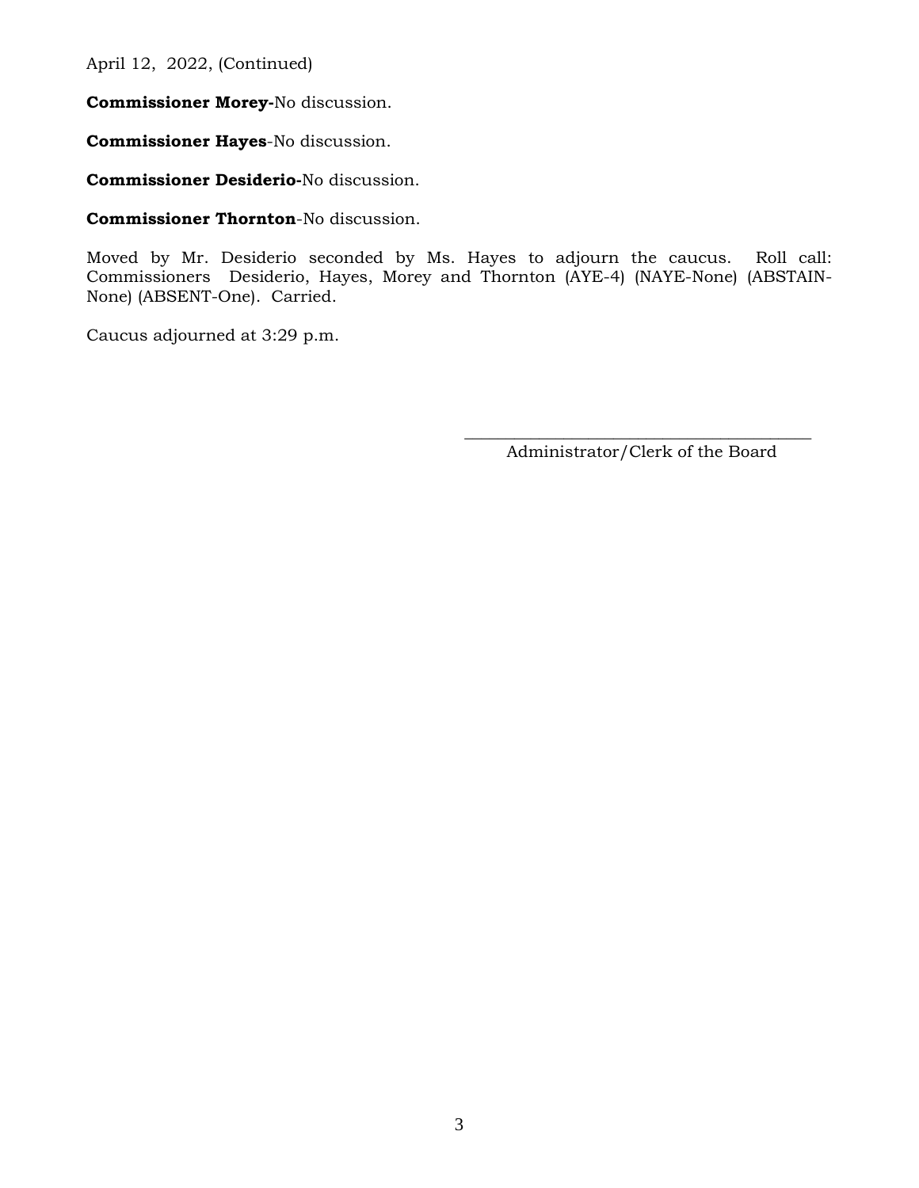April 12, 2022, (Continued)

**Commissioner Morey-**No discussion.

**Commissioner Hayes**-No discussion.

**Commissioner Desiderio-**No discussion.

**Commissioner Thornton**-No discussion.

Moved by Mr. Desiderio seconded by Ms. Hayes to adjourn the caucus. Roll call: Commissioners Desiderio, Hayes, Morey and Thornton (AYE-4) (NAYE-None) (ABSTAIN-None) (ABSENT-One). Carried.

Caucus adjourned at 3:29 p.m.

\_\_\_\_\_\_\_\_\_\_\_\_\_\_\_\_\_\_\_\_\_\_\_\_\_\_\_\_\_\_\_\_\_\_\_\_\_\_\_\_

Administrator/Clerk of the Board